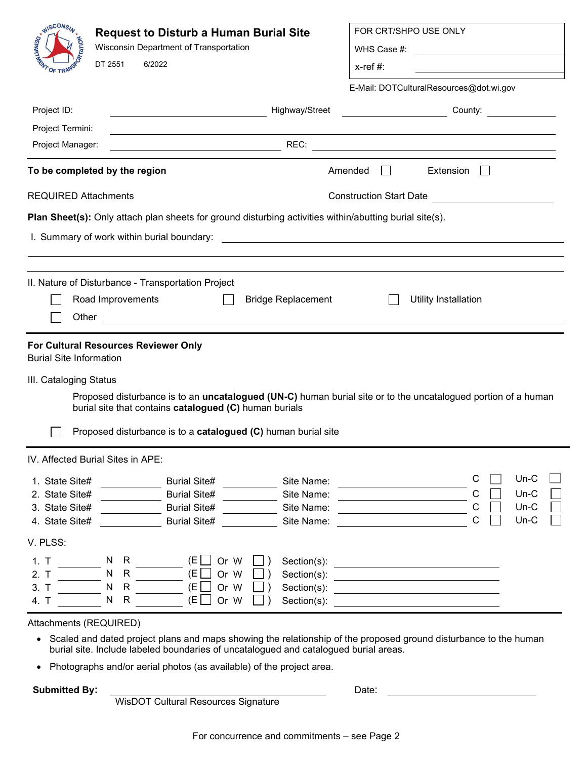# Request to Disturb a Human Burial Site

Wisconsin Department of Transportation

DT 2551 6/2022

| FOR CRT/SHPO USE ONLY | |
|---|---|
| WHS Case #: | |
| x-ref #: | |

E-Mail: DOTCulturalResources@dot.wi.gov

Project ID: ______________________ Highway/Street ______________ County: __________

Project Termini: ______________________________________________

Project Manager: ______________________ REC: ______________________

**To be completed by the region** Amended ☐ Extension ☐

REQUIRED Attachments Construction Start Date ______________

**Plan Sheet(s):** Only attach plan sheets for ground disturbing activities within/abutting burial site(s).

I. Summary of work within burial boundary: ______________________________________________

II. Nature of Disturbance - Transportation Project

☐ Road Improvements ☐ Bridge Replacement ☐ Utility Installation

☐ Other ______________________________________________

**For Cultural Resources Reviewer Only**

Burial Site Information

III. Cataloging Status

Proposed disturbance is to an **uncatalogued (UN-C)** human burial site or to the uncatalogued portion of a human burial site that contains **catalogued (C)** human burials

☐ Proposed disturbance is to a **catalogued (C)** human burial site

IV. Affected Burial Sites in APE:

| | State Site# | Burial Site# | Site Name: | C | Un-C |
|---|---|---|---|---|---|
| 1. | | | | ☐ | ☐ |
| 2. | | | | ☐ | ☐ |
| 3. | | | | ☐ | ☐ |
| 4. | | | | ☐ | ☐ |

V. PLSS:

| | T | N | R | (E ☐ Or W ☐) | Section(s): |
|---|---|---|---|---|---|
| 1. | | N | | (E ☐ Or W ☐) | |
| 2. | | N | | (E ☐ Or W ☐) | |
| 3. | | N | | (E ☐ Or W ☐) | |
| 4. | | N | | (E ☐ Or W ☐) | |

Attachments (REQUIRED)

- Scaled and dated project plans and maps showing the relationship of the proposed ground disturbance to the human burial site. Include labeled boundaries of uncatalogued and catalogued burial areas.
- Photographs and/or aerial photos (as available) of the project area.

**Submitted By:** ______________________________ Date: ______________

WisDOT Cultural Resources Signature

For concurrence and commitments – see Page 2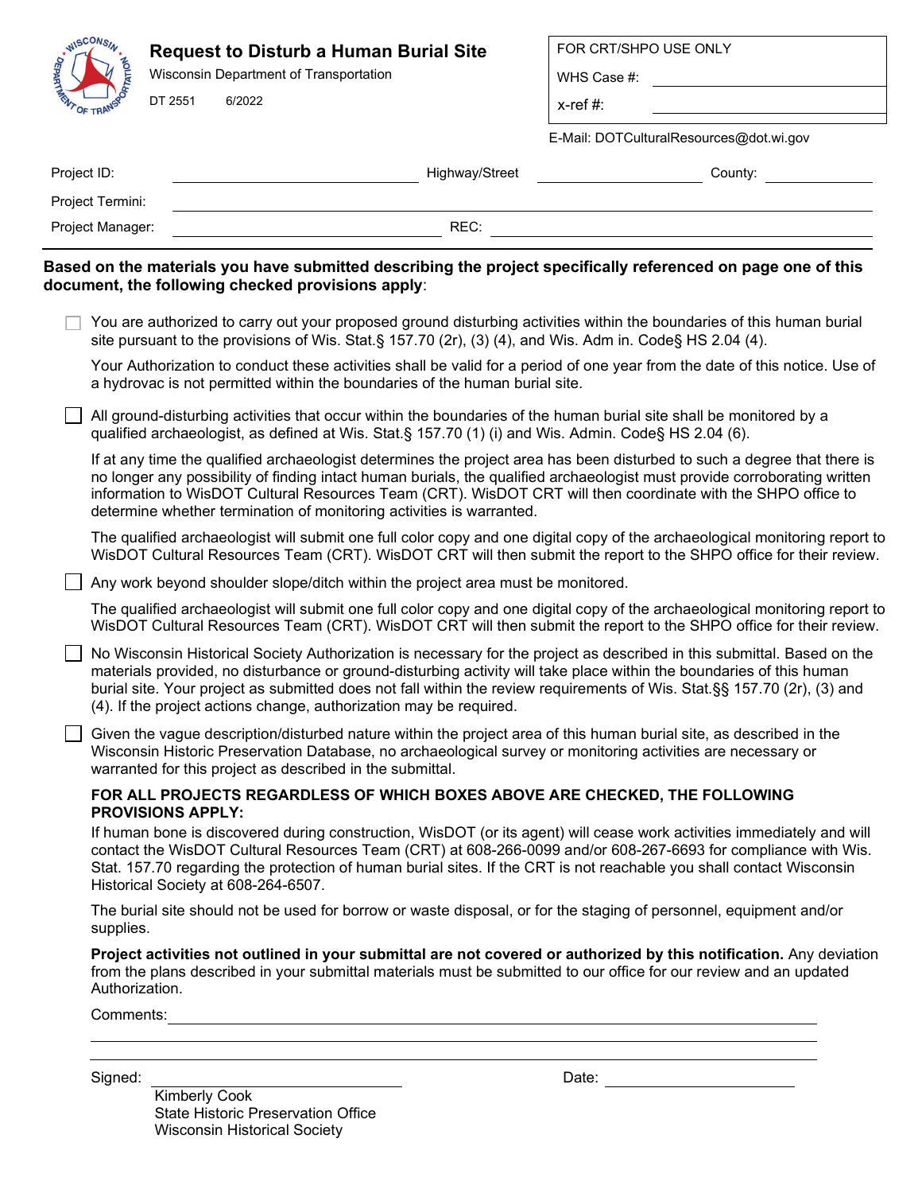# Request to Disturb a Human Burial Site

Wisconsin Department of Transportation

DT 2551 6/2022

| FOR CRT/SHPO USE ONLY | |
| --- | --- |
| WHS Case #: | |
| x-ref #: | |

E-Mail: DOTCulturalResources@dot.wi.gov

Project ID: ______________________ Highway/Street ______________________ County: ______________________

Project Termini: ______________________

Project Manager: ______________________ REC: ______________________

**Based on the materials you have submitted describing the project specifically referenced on page one of this document, the following checked provisions apply**:

☐ You are authorized to carry out your proposed ground disturbing activities within the boundaries of this human burial site pursuant to the provisions of Wis. Stat.§ 157.70 (2r), (3) (4), and Wis. Adm in. Code§ HS 2.04 (4).

Your Authorization to conduct these activities shall be valid for a period of one year from the date of this notice. Use of a hydrovac is not permitted within the boundaries of the human burial site.

☐ All ground-disturbing activities that occur within the boundaries of the human burial site shall be monitored by a qualified archaeologist, as defined at Wis. Stat.§ 157.70 (1) (i) and Wis. Admin. Code§ HS 2.04 (6).

If at any time the qualified archaeologist determines the project area has been disturbed to such a degree that there is no longer any possibility of finding intact human burials, the qualified archaeologist must provide corroborating written information to WisDOT Cultural Resources Team (CRT). WisDOT CRT will then coordinate with the SHPO office to determine whether termination of monitoring activities is warranted.

The qualified archaeologist will submit one full color copy and one digital copy of the archaeological monitoring report to WisDOT Cultural Resources Team (CRT). WisDOT CRT will then submit the report to the SHPO office for their review.

☐ Any work beyond shoulder slope/ditch within the project area must be monitored.

The qualified archaeologist will submit one full color copy and one digital copy of the archaeological monitoring report to WisDOT Cultural Resources Team (CRT). WisDOT CRT will then submit the report to the SHPO office for their review.

☐ No Wisconsin Historical Society Authorization is necessary for the project as described in this submittal. Based on the materials provided, no disturbance or ground-disturbing activity will take place within the boundaries of this human burial site. Your project as submitted does not fall within the review requirements of Wis. Stat.§§ 157.70 (2r), (3) and (4). If the project actions change, authorization may be required.

☐ Given the vague description/disturbed nature within the project area of this human burial site, as described in the Wisconsin Historic Preservation Database, no archaeological survey or monitoring activities are necessary or warranted for this project as described in the submittal.

**FOR ALL PROJECTS REGARDLESS OF WHICH BOXES ABOVE ARE CHECKED, THE FOLLOWING PROVISIONS APPLY:**

If human bone is discovered during construction, WisDOT (or its agent) will cease work activities immediately and will contact the WisDOT Cultural Resources Team (CRT) at 608-266-0099 and/or 608-267-6693 for compliance with Wis. Stat. 157.70 regarding the protection of human burial sites. If the CRT is not reachable you shall contact Wisconsin Historical Society at 608-264-6507.

The burial site should not be used for borrow or waste disposal, or for the staging of personnel, equipment and/or supplies.

**Project activities not outlined in your submittal are not covered or authorized by this notification.** Any deviation from the plans described in your submittal materials must be submitted to our office for our review and an updated Authorization.

Comments: ______________________

Signed: ______________________ Date: ______________________

Kimberly Cook
State Historic Preservation Office
Wisconsin Historical Society